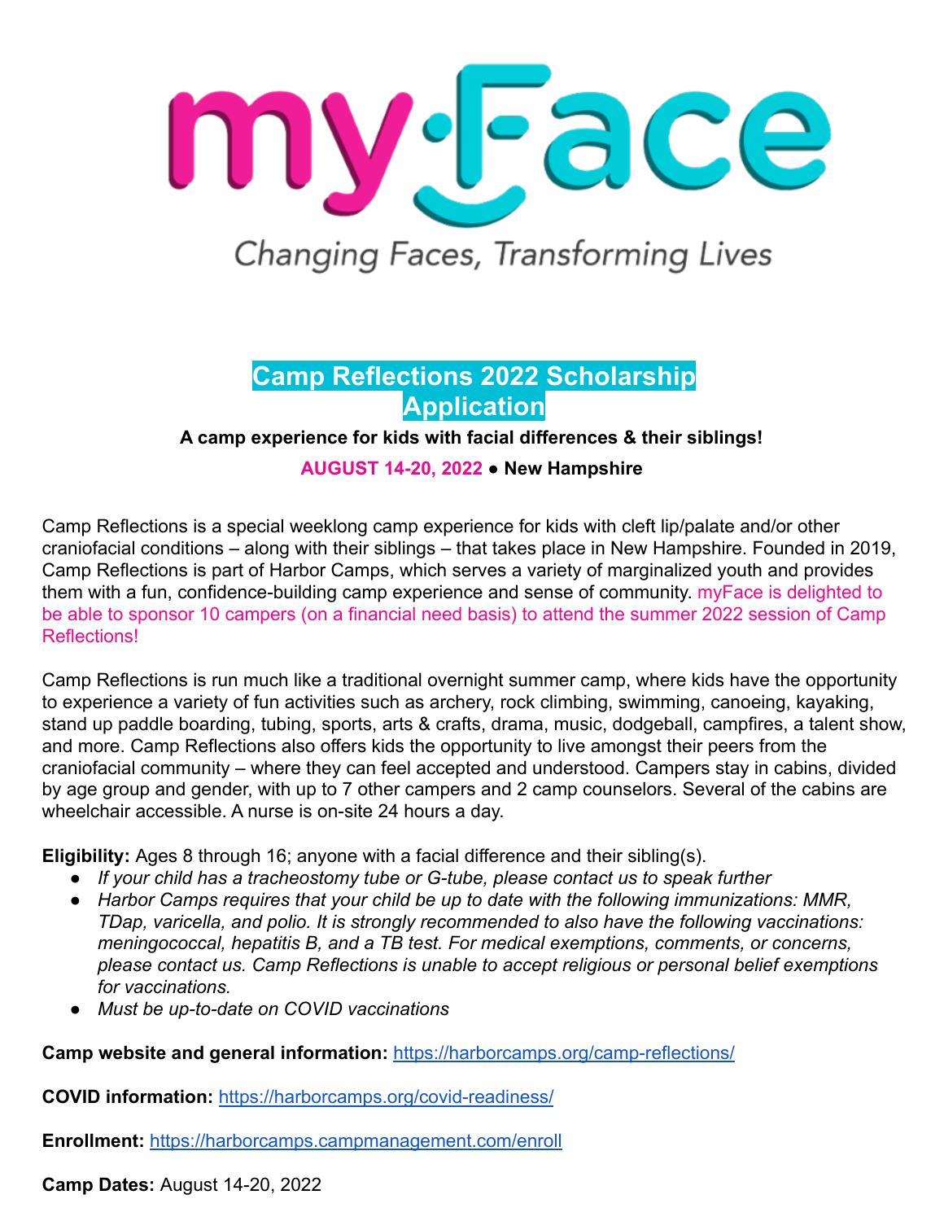myFace

Changing Faces, Transforming Lives

# Camp Reflections 2022 Scholarship Application

**A camp experience for kids with facial differences & their siblings!**

**AUGUST 14-20, 2022 ● New Hampshire**

Camp Reflections is a special weeklong camp experience for kids with cleft lip/palate and/or other craniofacial conditions – along with their siblings – that takes place in New Hampshire. Founded in 2019, Camp Reflections is part of Harbor Camps, which serves a variety of marginalized youth and provides them with a fun, confidence-building camp experience and sense of community. myFace is delighted to be able to sponsor 10 campers (on a financial need basis) to attend the summer 2022 session of Camp Reflections!

Camp Reflections is run much like a traditional overnight summer camp, where kids have the opportunity to experience a variety of fun activities such as archery, rock climbing, swimming, canoeing, kayaking, stand up paddle boarding, tubing, sports, arts & crafts, drama, music, dodgeball, campfires, a talent show, and more. Camp Reflections also offers kids the opportunity to live amongst their peers from the craniofacial community – where they can feel accepted and understood. Campers stay in cabins, divided by age group and gender, with up to 7 other campers and 2 camp counselors. Several of the cabins are wheelchair accessible. A nurse is on-site 24 hours a day.

**Eligibility:** Ages 8 through 16; anyone with a facial difference and their sibling(s).

- *If your child has a tracheostomy tube or G-tube, please contact us to speak further*
- *Harbor Camps requires that your child be up to date with the following immunizations: MMR, TDap, varicella, and polio. It is strongly recommended to also have the following vaccinations: meningococcal, hepatitis B, and a TB test. For medical exemptions, comments, or concerns, please contact us. Camp Reflections is unable to accept religious or personal belief exemptions for vaccinations.*
- *Must be up-to-date on COVID vaccinations*

**Camp website and general information:** https://harborcamps.org/camp-reflections/

**COVID information:** https://harborcamps.org/covid-readiness/

**Enrollment:** https://harborcamps.campmanagement.com/enroll

**Camp Dates:** August 14-20, 2022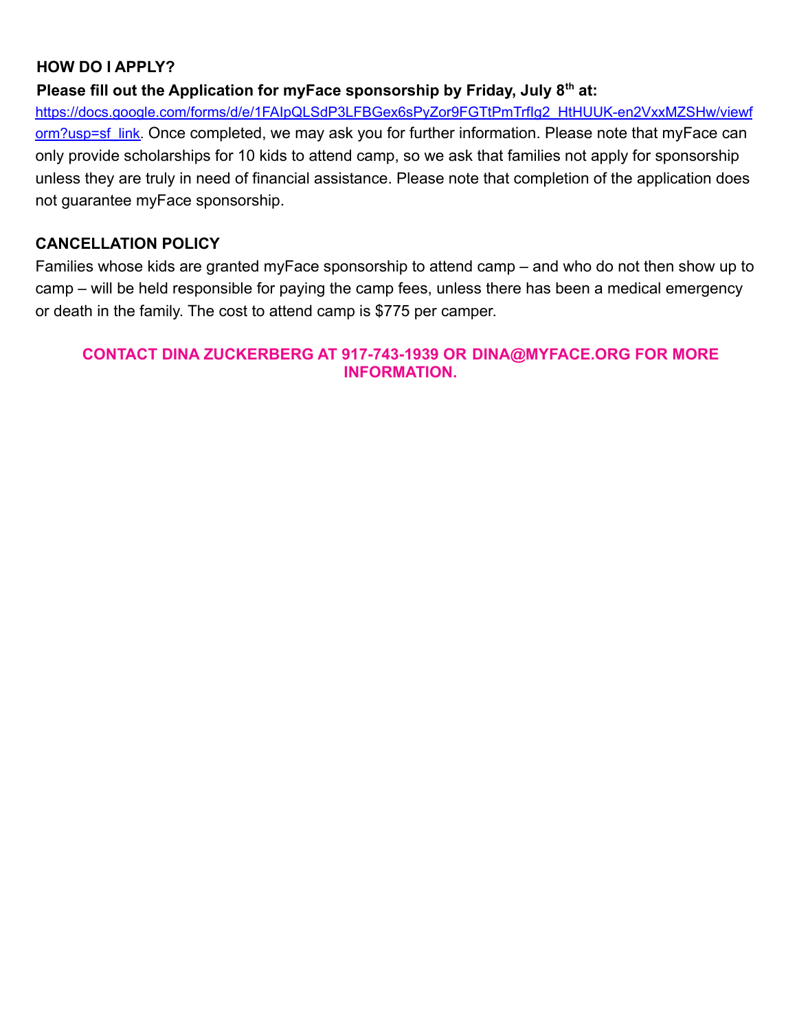**HOW DO I APPLY?**

**Please fill out the Application for myFace sponsorship by Friday, July 8th at:**
https://docs.google.com/forms/d/e/1FAIpQLSdP3LFBGex6sPyZor9FGTtPmTrfIg2_HtHUUK-en2VxxMZSHw/viewform?usp=sf_link. Once completed, we may ask you for further information. Please note that myFace can only provide scholarships for 10 kids to attend camp, so we ask that families not apply for sponsorship unless they are truly in need of financial assistance. Please note that completion of the application does not guarantee myFace sponsorship.

**CANCELLATION POLICY**

Families whose kids are granted myFace sponsorship to attend camp – and who do not then show up to camp – will be held responsible for paying the camp fees, unless there has been a medical emergency or death in the family. The cost to attend camp is $775 per camper.

**CONTACT DINA ZUCKERBERG AT 917-743-1939 OR DINA@MYFACE.ORG FOR MORE INFORMATION.**